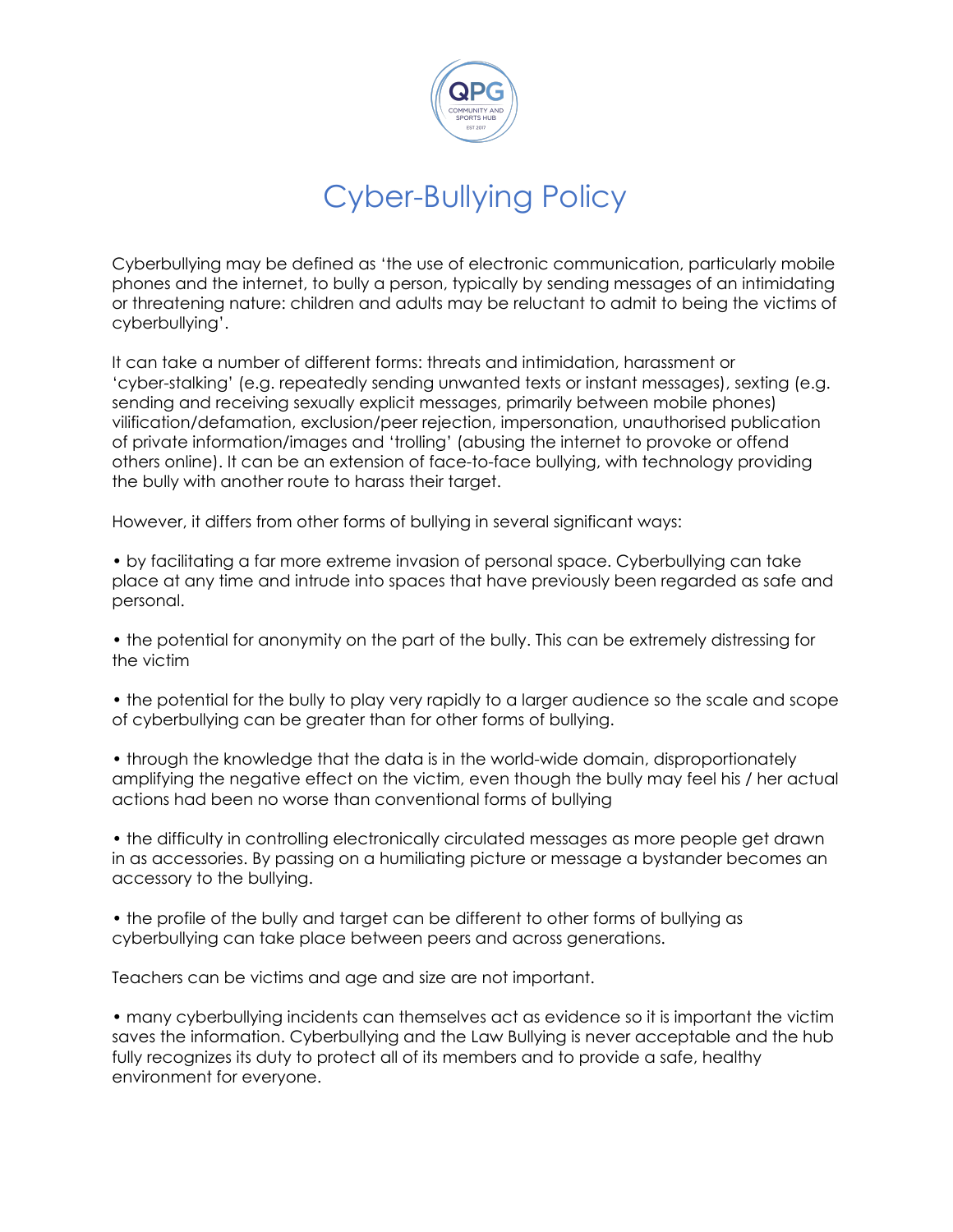# Cyber-Bullying Policy

Cyberbullying may be defined as 'the use of electronic communication, particularly mobile phones and the internet, to bully a person, typically by sending messages of an intimidating or threatening nature: children and adults may be reluctant to admit to being the victims of cyberbullying'.

It can take a number of different forms: threats and intimidation, harassment or 'cyber-stalking' (e.g. repeatedly sending unwanted texts or instant messages), sexting (e.g. sending and receiving sexually explicit messages, primarily between mobile phones) vilification/defamation, exclusion/peer rejection, impersonation, unauthorised publication of private information/images and 'trolling' (abusing the internet to provoke or offend others online). It can be an extension of face-to-face bullying, with technology providing the bully with another route to harass their target.

However, it differs from other forms of bullying in several significant ways:

• by facilitating a far more extreme invasion of personal space. Cyberbullying can take place at any time and intrude into spaces that have previously been regarded as safe and personal.

• the potential for anonymity on the part of the bully. This can be extremely distressing for the victim

• the potential for the bully to play very rapidly to a larger audience so the scale and scope of cyberbullying can be greater than for other forms of bullying.

• through the knowledge that the data is in the world-wide domain, disproportionately amplifying the negative effect on the victim, even though the bully may feel his / her actual actions had been no worse than conventional forms of bullying

• the difficulty in controlling electronically circulated messages as more people get drawn in as accessories. By passing on a humiliating picture or message a bystander becomes an accessory to the bullying.

• the profile of the bully and target can be different to other forms of bullying as cyberbullying can take place between peers and across generations.

Teachers can be victims and age and size are not important.

• many cyberbullying incidents can themselves act as evidence so it is important the victim saves the information. Cyberbullying and the Law Bullying is never acceptable and the hub fully recognizes its duty to protect all of its members and to provide a safe, healthy environment for everyone.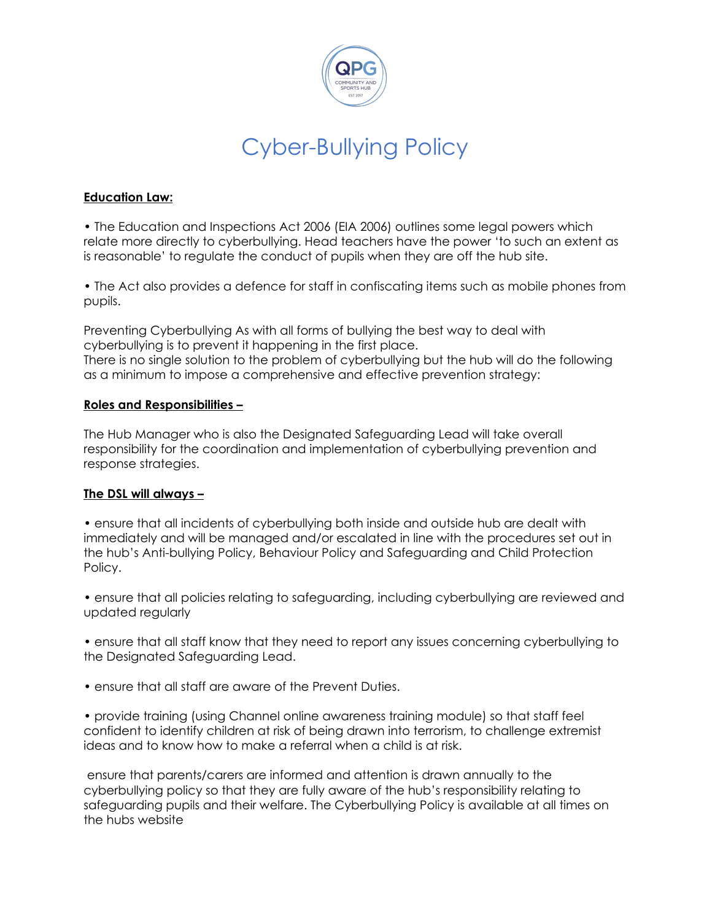# Cyber-Bullying Policy

**Education Law:**

- The Education and Inspections Act 2006 (EIA 2006) outlines some legal powers which relate more directly to cyberbullying. Head teachers have the power 'to such an extent as is reasonable' to regulate the conduct of pupils when they are off the hub site.

- The Act also provides a defence for staff in confiscating items such as mobile phones from pupils.

Preventing Cyberbullying As with all forms of bullying the best way to deal with cyberbullying is to prevent it happening in the first place.
There is no single solution to the problem of cyberbullying but the hub will do the following as a minimum to impose a comprehensive and effective prevention strategy:

**Roles and Responsibilities –**

The Hub Manager who is also the Designated Safeguarding Lead will take overall responsibility for the coordination and implementation of cyberbullying prevention and response strategies.

**The DSL will always –**

- ensure that all incidents of cyberbullying both inside and outside hub are dealt with immediately and will be managed and/or escalated in line with the procedures set out in the hub's Anti-bullying Policy, Behaviour Policy and Safeguarding and Child Protection Policy.

- ensure that all policies relating to safeguarding, including cyberbullying are reviewed and updated regularly

- ensure that all staff know that they need to report any issues concerning cyberbullying to the Designated Safeguarding Lead.

- ensure that all staff are aware of the Prevent Duties.

- provide training (using Channel online awareness training module) so that staff feel confident to identify children at risk of being drawn into terrorism, to challenge extremist ideas and to know how to make a referral when a child is at risk.

ensure that parents/carers are informed and attention is drawn annually to the cyberbullying policy so that they are fully aware of the hub's responsibility relating to safeguarding pupils and their welfare. The Cyberbullying Policy is available at all times on the hubs website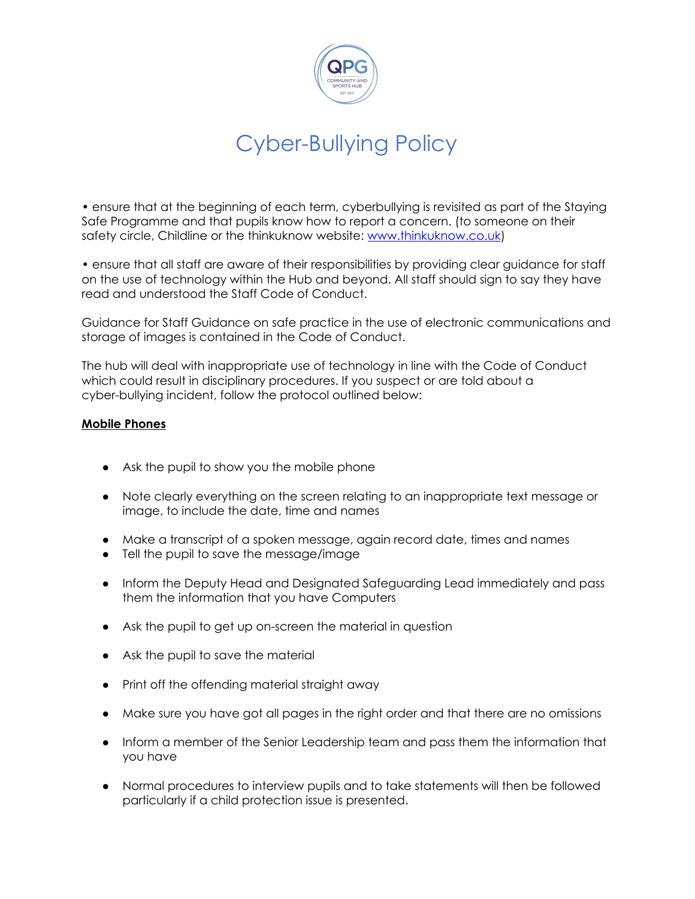# Cyber-Bullying Policy

• ensure that at the beginning of each term, cyberbullying is revisited as part of the Staying Safe Programme and that pupils know how to report a concern. (to someone on their safety circle, Childline or the thinkuknow website: www.thinkuknow.co.uk)

• ensure that all staff are aware of their responsibilities by providing clear guidance for staff on the use of technology within the Hub and beyond. All staff should sign to say they have read and understood the Staff Code of Conduct.

Guidance for Staff Guidance on safe practice in the use of electronic communications and storage of images is contained in the Code of Conduct.

The hub will deal with inappropriate use of technology in line with the Code of Conduct which could result in disciplinary procedures. If you suspect or are told about a cyber-bullying incident, follow the protocol outlined below:

**Mobile Phones**

- Ask the pupil to show you the mobile phone
- Note clearly everything on the screen relating to an inappropriate text message or image, to include the date, time and names
- Make a transcript of a spoken message, again record date, times and names
- Tell the pupil to save the message/image
- Inform the Deputy Head and Designated Safeguarding Lead immediately and pass them the information that you have Computers
- Ask the pupil to get up on-screen the material in question
- Ask the pupil to save the material
- Print off the offending material straight away
- Make sure you have got all pages in the right order and that there are no omissions
- Inform a member of the Senior Leadership team and pass them the information that you have
- Normal procedures to interview pupils and to take statements will then be followed particularly if a child protection issue is presented.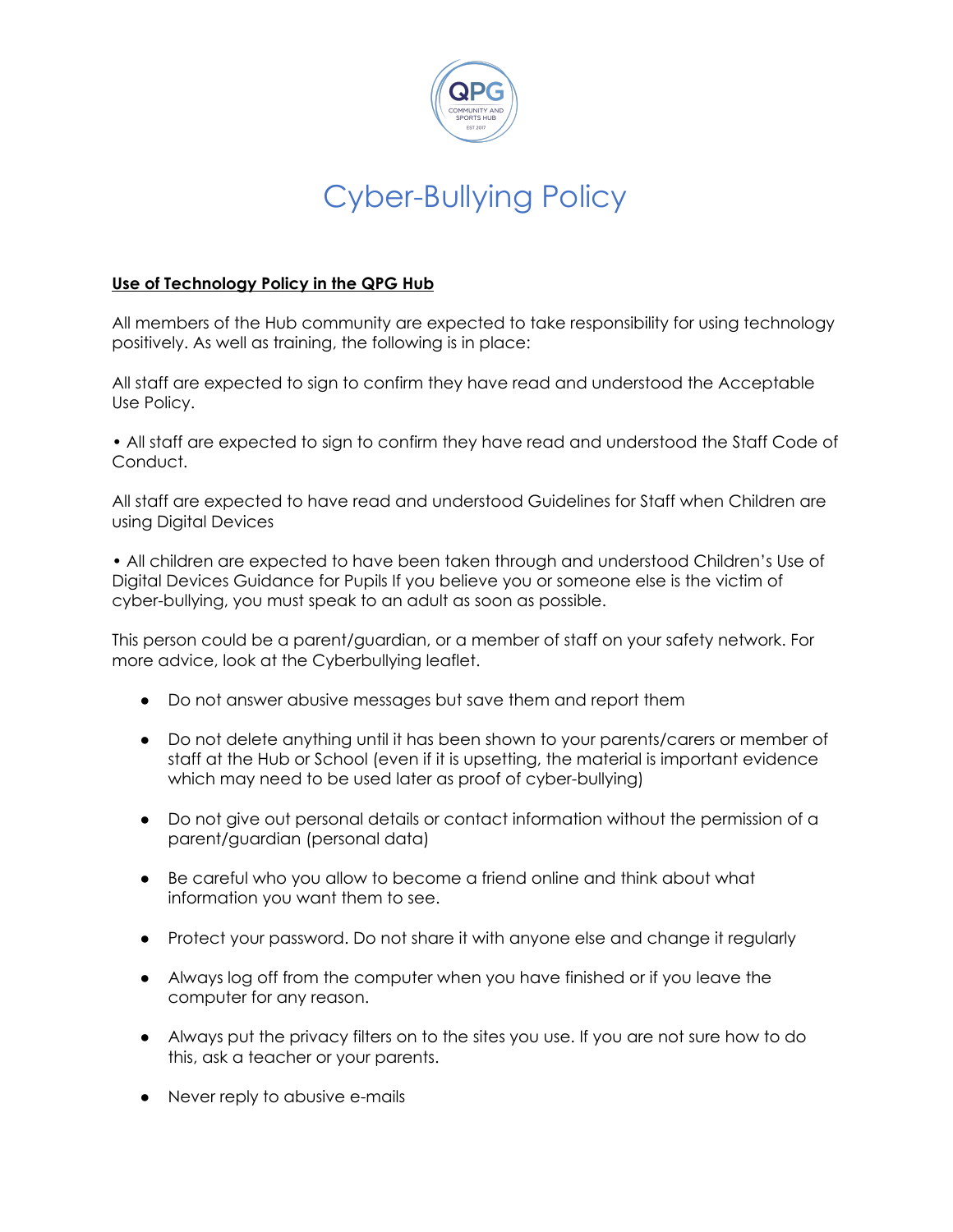# Cyber-Bullying Policy

**Use of Technology Policy in the QPG Hub**

All members of the Hub community are expected to take responsibility for using technology positively. As well as training, the following is in place:

All staff are expected to sign to confirm they have read and understood the Acceptable Use Policy.

• All staff are expected to sign to confirm they have read and understood the Staff Code of Conduct.

All staff are expected to have read and understood Guidelines for Staff when Children are using Digital Devices

• All children are expected to have been taken through and understood Children's Use of Digital Devices Guidance for Pupils If you believe you or someone else is the victim of cyber-bullying, you must speak to an adult as soon as possible.

This person could be a parent/guardian, or a member of staff on your safety network. For more advice, look at the Cyberbullying leaflet.

- Do not answer abusive messages but save them and report them
- Do not delete anything until it has been shown to your parents/carers or member of staff at the Hub or School (even if it is upsetting, the material is important evidence which may need to be used later as proof of cyber-bullying)
- Do not give out personal details or contact information without the permission of a parent/guardian (personal data)
- Be careful who you allow to become a friend online and think about what information you want them to see.
- Protect your password. Do not share it with anyone else and change it regularly
- Always log off from the computer when you have finished or if you leave the computer for any reason.
- Always put the privacy filters on to the sites you use. If you are not sure how to do this, ask a teacher or your parents.
- Never reply to abusive e-mails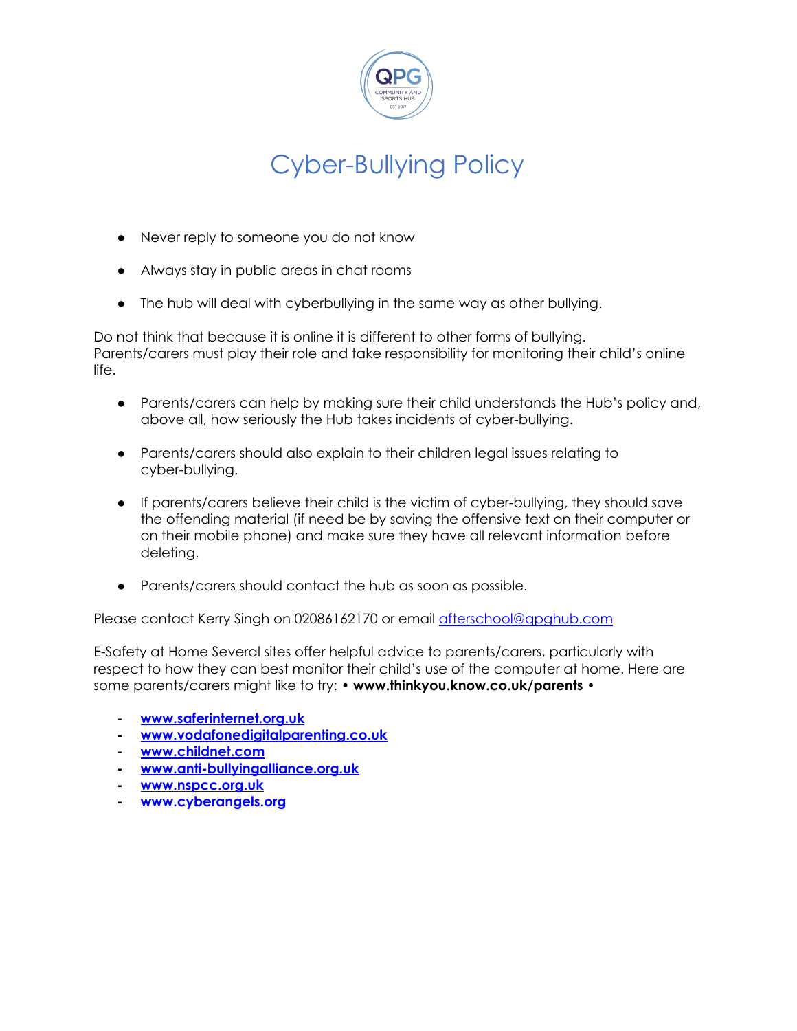# Cyber-Bullying Policy

- Never reply to someone you do not know
- Always stay in public areas in chat rooms
- The hub will deal with cyberbullying in the same way as other bullying.

Do not think that because it is online it is different to other forms of bullying. Parents/carers must play their role and take responsibility for monitoring their child's online life.

- Parents/carers can help by making sure their child understands the Hub's policy and, above all, how seriously the Hub takes incidents of cyber-bullying.
- Parents/carers should also explain to their children legal issues relating to cyber-bullying.
- If parents/carers believe their child is the victim of cyber-bullying, they should save the offending material (if need be by saving the offensive text on their computer or on their mobile phone) and make sure they have all relevant information before deleting.
- Parents/carers should contact the hub as soon as possible.

Please contact Kerry Singh on 02086162170 or email afterschool@qpghub.com

E-Safety at Home Several sites offer helpful advice to parents/carers, particularly with respect to how they can best monitor their child's use of the computer at home. Here are some parents/carers might like to try: • **www.thinkyou.know.co.uk/parents** •

- **www.saferinternet.org.uk**
- **www.vodafonedigitalparenting.co.uk**
- **www.childnet.com**
- **www.anti-bullyingalliance.org.uk**
- **www.nspcc.org.uk**
- **www.cyberangels.org**